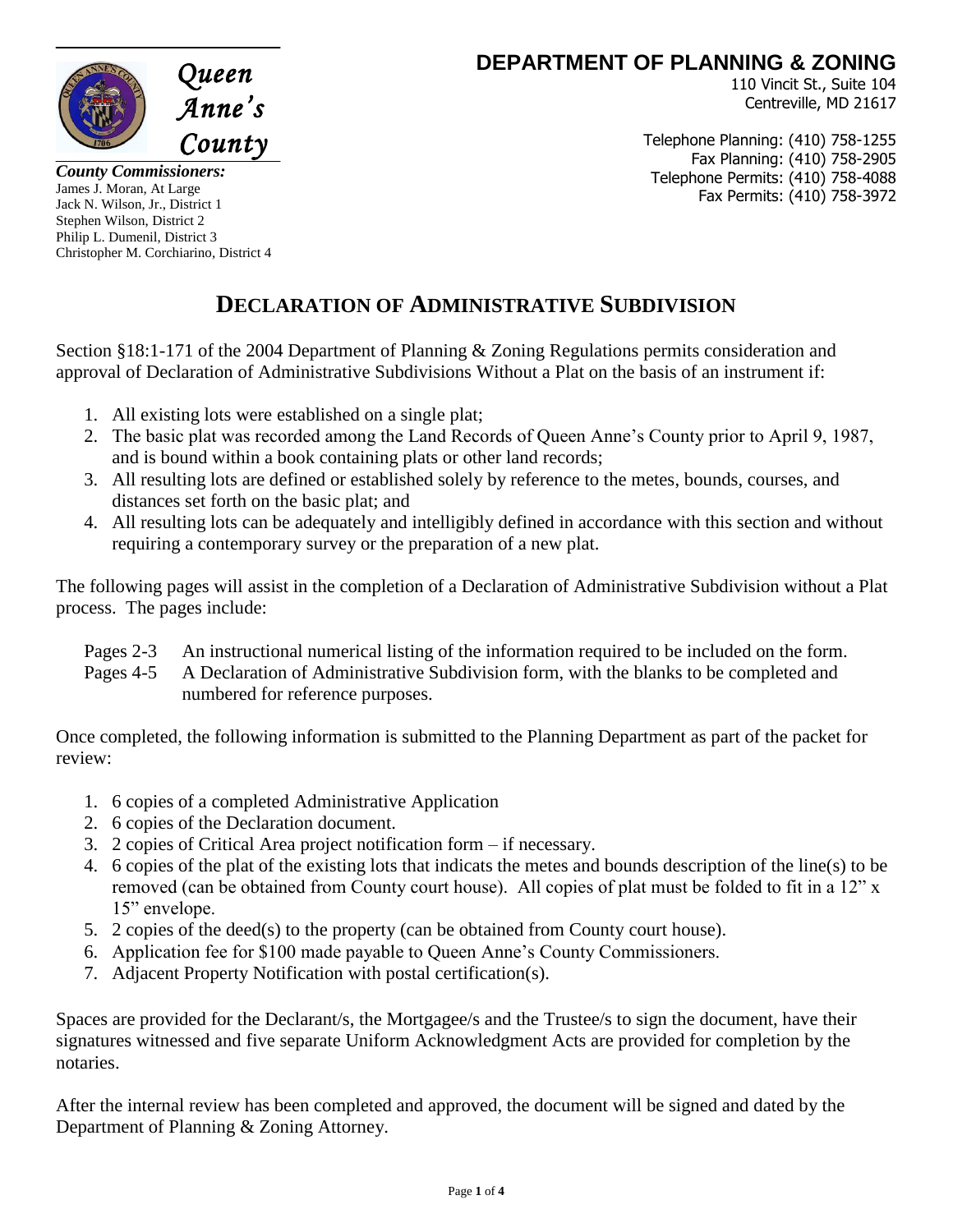Queen Anne's County

***County Commissioners:***
James J. Moran, At Large
Jack N. Wilson, Jr., District 1
Stephen Wilson, District 2
Philip L. Dumenil, District 3
Christopher M. Corchiarino, District 4

## DEPARTMENT OF PLANNING & ZONING

110 Vincit St., Suite 104
Centreville, MD 21617

Telephone Planning: (410) 758-1255
Fax Planning: (410) 758-2905
Telephone Permits: (410) 758-4088
Fax Permits: (410) 758-3972

# DECLARATION OF ADMINISTRATIVE SUBDIVISION

Section §18:1-171 of the 2004 Department of Planning & Zoning Regulations permits consideration and approval of Declaration of Administrative Subdivisions Without a Plat on the basis of an instrument if:

1. All existing lots were established on a single plat;
2. The basic plat was recorded among the Land Records of Queen Anne's County prior to April 9, 1987, and is bound within a book containing plats or other land records;
3. All resulting lots are defined or established solely by reference to the metes, bounds, courses, and distances set forth on the basic plat; and
4. All resulting lots can be adequately and intelligibly defined in accordance with this section and without requiring a contemporary survey or the preparation of a new plat.

The following pages will assist in the completion of a Declaration of Administrative Subdivision without a Plat process. The pages include:

Pages 2-3 An instructional numerical listing of the information required to be included on the form.
Pages 4-5 A Declaration of Administrative Subdivision form, with the blanks to be completed and numbered for reference purposes.

Once completed, the following information is submitted to the Planning Department as part of the packet for review:

1. 6 copies of a completed Administrative Application
2. 6 copies of the Declaration document.
3. 2 copies of Critical Area project notification form – if necessary.
4. 6 copies of the plat of the existing lots that indicats the metes and bounds description of the line(s) to be removed (can be obtained from County court house). All copies of plat must be folded to fit in a 12" x 15" envelope.
5. 2 copies of the deed(s) to the property (can be obtained from County court house).
6. Application fee for $100 made payable to Queen Anne's County Commissioners.
7. Adjacent Property Notification with postal certification(s).

Spaces are provided for the Declarant/s, the Mortgagee/s and the Trustee/s to sign the document, have their signatures witnessed and five separate Uniform Acknowledgment Acts are provided for completion by the notaries.

After the internal review has been completed and approved, the document will be signed and dated by the Department of Planning & Zoning Attorney.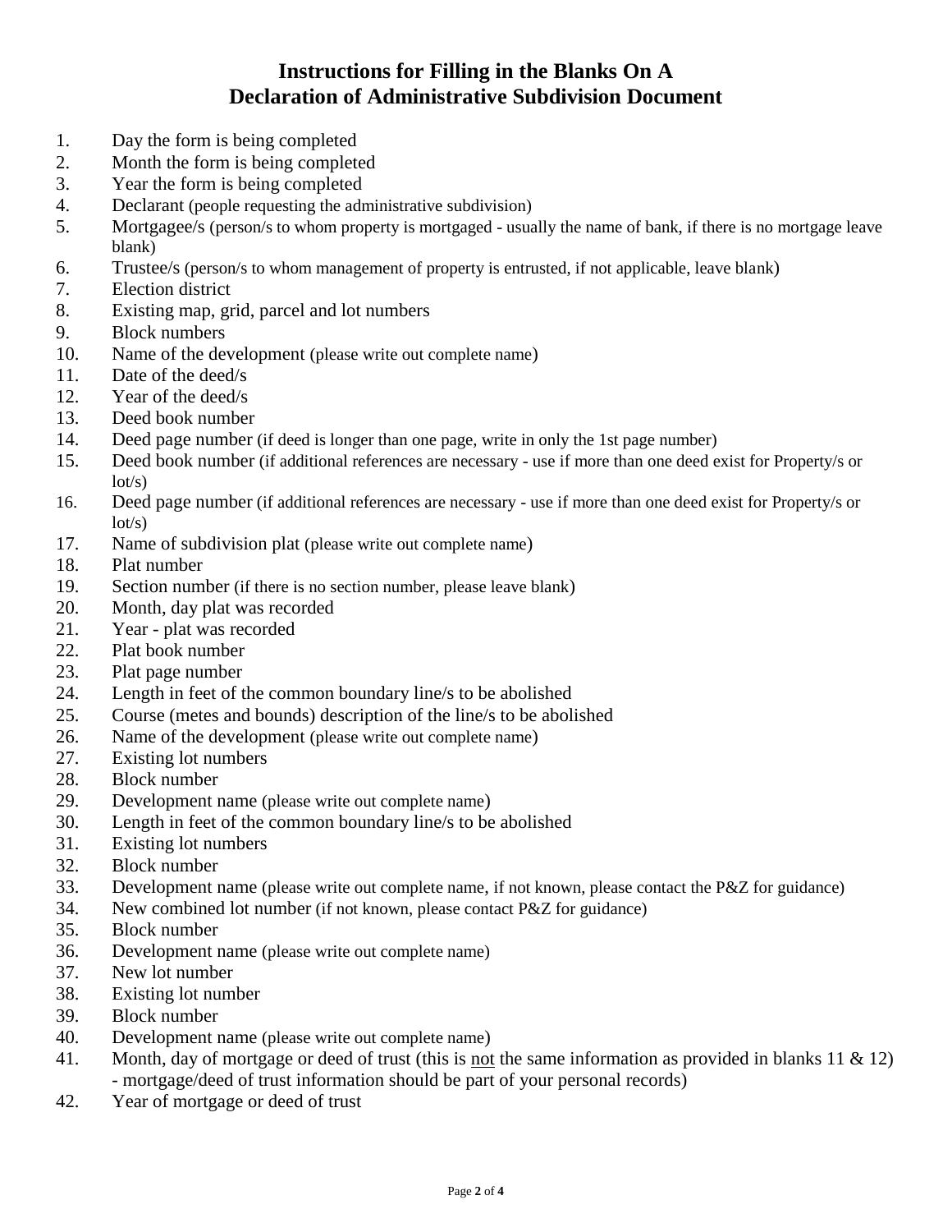# Instructions for Filling in the Blanks On A Declaration of Administrative Subdivision Document

1. Day the form is being completed
2. Month the form is being completed
3. Year the form is being completed
4. Declarant (people requesting the administrative subdivision)
5. Mortgagee/s (person/s to whom property is mortgaged - usually the name of bank, if there is no mortgage leave blank)
6. Trustee/s (person/s to whom management of property is entrusted, if not applicable, leave blank)
7. Election district
8. Existing map, grid, parcel and lot numbers
9. Block numbers
10. Name of the development (please write out complete name)
11. Date of the deed/s
12. Year of the deed/s
13. Deed book number
14. Deed page number (if deed is longer than one page, write in only the 1st page number)
15. Deed book number (if additional references are necessary - use if more than one deed exist for Property/s or lot/s)
16. Deed page number (if additional references are necessary - use if more than one deed exist for Property/s or lot/s)
17. Name of subdivision plat (please write out complete name)
18. Plat number
19. Section number (if there is no section number, please leave blank)
20. Month, day plat was recorded
21. Year - plat was recorded
22. Plat book number
23. Plat page number
24. Length in feet of the common boundary line/s to be abolished
25. Course (metes and bounds) description of the line/s to be abolished
26. Name of the development (please write out complete name)
27. Existing lot numbers
28. Block number
29. Development name (please write out complete name)
30. Length in feet of the common boundary line/s to be abolished
31. Existing lot numbers
32. Block number
33. Development name (please write out complete name, if not known, please contact the P&Z for guidance)
34. New combined lot number (if not known, please contact P&Z for guidance)
35. Block number
36. Development name (please write out complete name)
37. New lot number
38. Existing lot number
39. Block number
40. Development name (please write out complete name)
41. Month, day of mortgage or deed of trust (this is <u>not</u> the same information as provided in blanks 11 & 12) - mortgage/deed of trust information should be part of your personal records)
42. Year of mortgage or deed of trust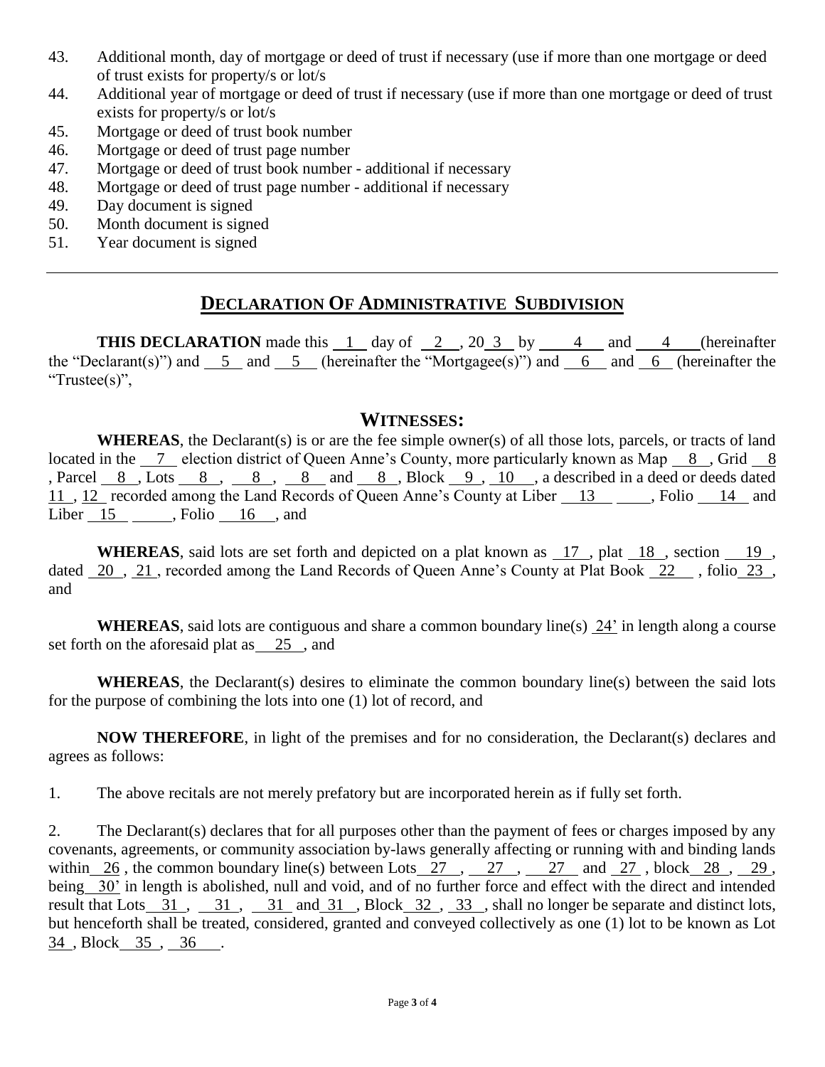43. Additional month, day of mortgage or deed of trust if necessary (use if more than one mortgage or deed of trust exists for property/s or lot/s
44. Additional year of mortgage or deed of trust if necessary (use if more than one mortgage or deed of trust exists for property/s or lot/s
45. Mortgage or deed of trust book number
46. Mortgage or deed of trust page number
47. Mortgage or deed of trust book number - additional if necessary
48. Mortgage or deed of trust page number - additional if necessary
49. Day document is signed
50. Month document is signed
51. Year document is signed

---

## DECLARATION OF ADMINISTRATIVE SUBDIVISION

**THIS DECLARATION** made this 1 day of 2 , 20 3 by 4 and 4 (hereinafter the "Declarant(s)") and 5 and 5 (hereinafter the "Mortgagee(s)") and 6 and 6 (hereinafter the "Trustee(s)",

## WITNESSES:

**WHEREAS**, the Declarant(s) is or are the fee simple owner(s) of all those lots, parcels, or tracts of land located in the 7 election district of Queen Anne's County, more particularly known as Map 8 , Grid 8 , Parcel 8 , Lots 8 , 8 , 8 and 8 , Block 9 , 10 , a described in a deed or deeds dated 11 , 12 recorded among the Land Records of Queen Anne's County at Liber 13 , Folio 14 and Liber 15 , Folio 16 , and

**WHEREAS**, said lots are set forth and depicted on a plat known as 17 , plat 18 , section 19 , dated 20 , 21 , recorded among the Land Records of Queen Anne's County at Plat Book 22 , folio 23 , and

**WHEREAS**, said lots are contiguous and share a common boundary line(s) 24' in length along a course set forth on the aforesaid plat as 25 , and

**WHEREAS**, the Declarant(s) desires to eliminate the common boundary line(s) between the said lots for the purpose of combining the lots into one (1) lot of record, and

**NOW THEREFORE**, in light of the premises and for no consideration, the Declarant(s) declares and agrees as follows:

1. The above recitals are not merely prefatory but are incorporated herein as if fully set forth.

2. The Declarant(s) declares that for all purposes other than the payment of fees or charges imposed by any covenants, agreements, or community association by-laws generally affecting or running with and binding lands within 26 , the common boundary line(s) between Lots 27 , 27 , 27 and 27 , block 28 , 29 , being 30' in length is abolished, null and void, and of no further force and effect with the direct and intended result that Lots 31 , 31 , 31 and 31 , Block 32 , 33 , shall no longer be separate and distinct lots, but henceforth shall be treated, considered, granted and conveyed collectively as one (1) lot to be known as Lot 34 , Block 35 , 36 .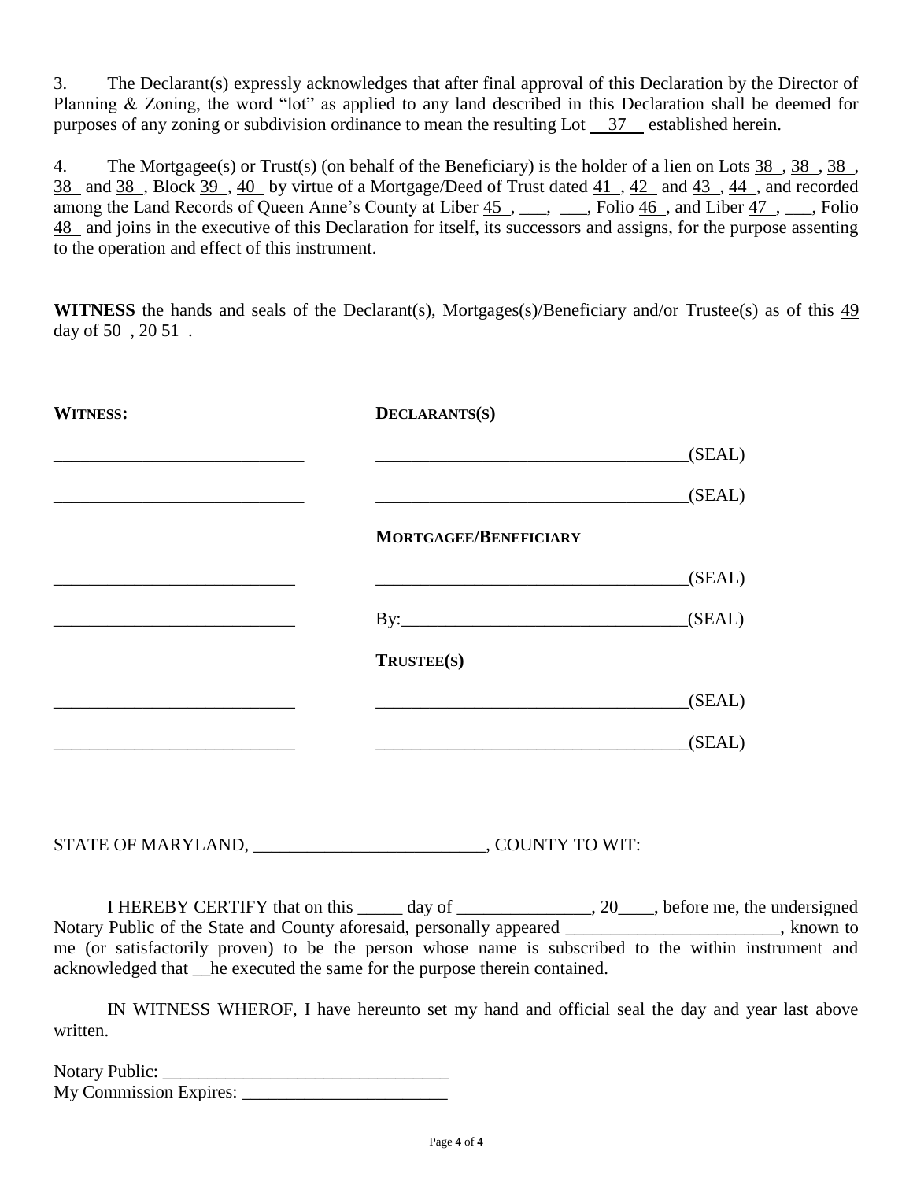3. The Declarant(s) expressly acknowledges that after final approval of this Declaration by the Director of Planning & Zoning, the word "lot" as applied to any land described in this Declaration shall be deemed for purposes of any zoning or subdivision ordinance to mean the resulting Lot __37__ established herein.

4. The Mortgagee(s) or Trust(s) (on behalf of the Beneficiary) is the holder of a lien on Lots 38 , 38 , 38 , 38 and 38 , Block 39 , 40 by virtue of a Mortgage/Deed of Trust dated 41 , 42 and 43 , 44 , and recorded among the Land Records of Queen Anne's County at Liber 45 , ___, ___, Folio 46 , and Liber 47 , ___, Folio 48 and joins in the executive of this Declaration for itself, its successors and assigns, for the purpose assenting to the operation and effect of this instrument.

**WITNESS** the hands and seals of the Declarant(s), Mortgages(s)/Beneficiary and/or Trustee(s) as of this 49 day of 50 , 20 51 .

| WITNESS: | DECLARANTS(S) |
|---|---|
| ____________________________ | ___________________________________(SEAL) |
| ____________________________ | ___________________________________(SEAL) |
| | **MORTGAGEE/BENEFICIARY** |
| ____________________________ | ___________________________________(SEAL) |
| ____________________________ | By:________________________________(SEAL) |
| | **TRUSTEE(S)** |
| ____________________________ | ___________________________________(SEAL) |
| ____________________________ | ___________________________________(SEAL) |

STATE OF MARYLAND, __________________________, COUNTY TO WIT:

I HEREBY CERTIFY that on this _____ day of _______________, 20____, before me, the undersigned Notary Public of the State and County aforesaid, personally appeared ________________________, known to me (or satisfactorily proven) to be the person whose name is subscribed to the within instrument and acknowledged that __he executed the same for the purpose therein contained.

IN WITNESS WHEREOF, I have hereunto set my hand and official seal the day and year last above written.

Notary Public: ________________________________
My Commission Expires: _______________________